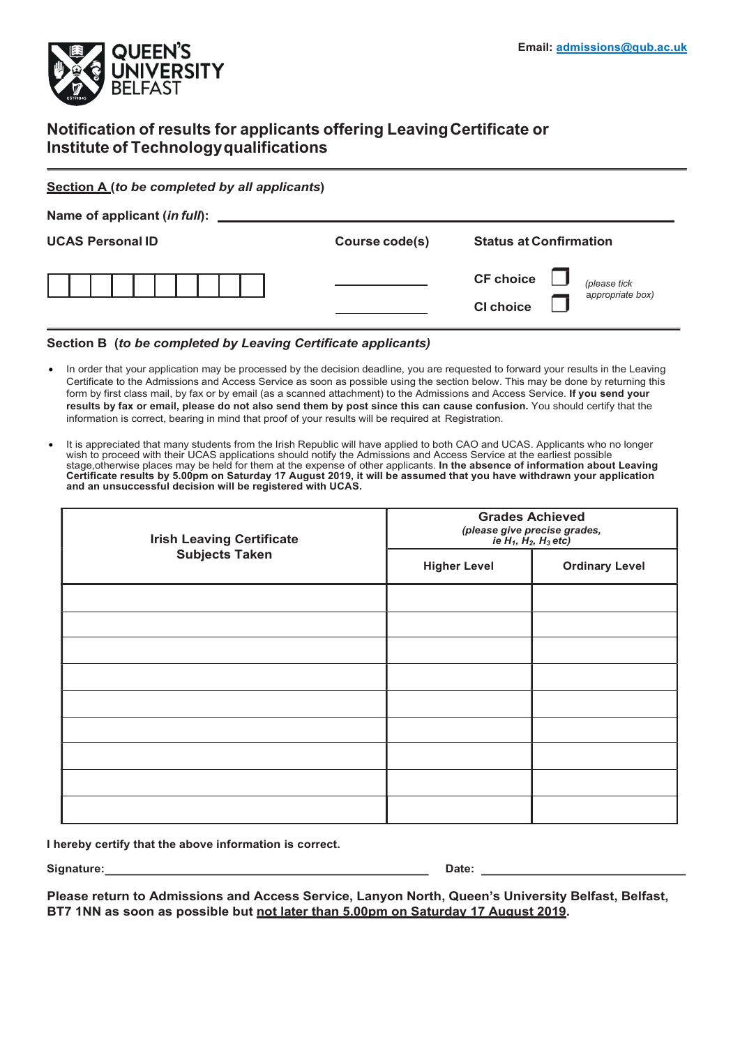QUEEN'S UNIVERSITY BELFAST

**Email:** admissions@qub.ac.uk

# Notification of results for applicants offering Leaving Certificate or Institute of Technology qualifications

**Section A** (*to be completed by all applicants*)

**Name of applicant (*in full*):** ______________________________

| **UCAS Personal ID** | **Course code(s)** | **Status at Confirmation** | |
|---|---|---|---|
| ☐☐☐☐☐☐☐☐☐☐ | __________ | **CF choice** ☐ | *(please tick appropriate box)* |
| | __________ | **CI choice** ☐ | |

**Section B** (*to be completed by Leaving Certificate applicants*)

- In order that your application may be processed by the decision deadline, you are requested to forward your results in the Leaving Certificate to the Admissions and Access Service as soon as possible using the section below. This may be done by returning this form by first class mail, by fax or by email (as a scanned attachment) to the Admissions and Access Service. **If you send your results by fax or email, please do not also send them by post since this can cause confusion.** You should certify that the information is correct, bearing in mind that proof of your results will be required at Registration.

- It is appreciated that many students from the Irish Republic will have applied to both CAO and UCAS. Applicants who no longer wish to proceed with their UCAS applications should notify the Admissions and Access Service at the earliest possible stage,otherwise places may be held for them at the expense of other applicants. **In the absence of information about Leaving Certificate results by 5.00pm on Saturday 17 August 2019, it will be assumed that you have withdrawn your application and an unsuccessful decision will be registered with UCAS.**

| **Irish Leaving Certificate Subjects Taken** | **Grades Achieved** *(please give precise grades, ie $H_1$, $H_2$, $H_3$ etc)* | |
|---|---|---|
| | **Higher Level** | **Ordinary Level** |
| | | |
| | | |
| | | |
| | | |
| | | |
| | | |
| | | |
| | | |
| | | |

**I hereby certify that the above information is correct.**

**Signature:** ______________________________ **Date:** ____________________

**Please return to Admissions and Access Service, Lanyon North, Queen's University Belfast, Belfast, BT7 1NN as soon as possible but not later than 5.00pm on Saturday 17 August 2019.**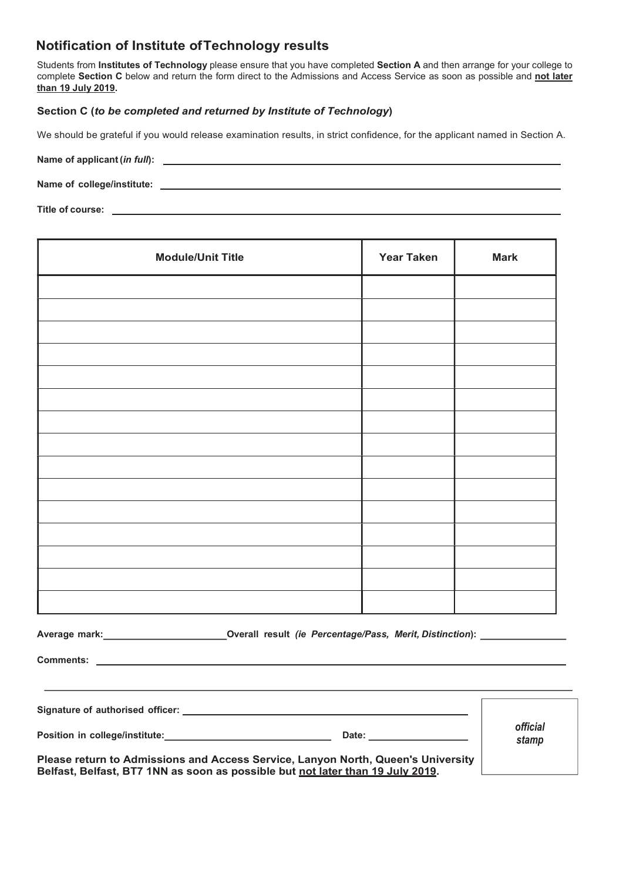## Notification of Institute of Technology results

Students from **Institutes of Technology** please ensure that you have completed **Section A** and then arrange for your college to complete **Section C** below and return the form direct to the Admissions and Access Service as soon as possible and **not later than 19 July 2019**.

### Section C (*to be completed and returned by Institute of Technology*)

We should be grateful if you would release examination results, in strict confidence, for the applicant named in Section A.

**Name of applicant (*in full*):** ______________________________

**Name of college/institute:** ______________________________

**Title of course:** ______________________________

| Module/Unit Title | Year Taken | Mark |
|---|---|---|
| | | |
| | | |
| | | |
| | | |
| | | |
| | | |
| | | |
| | | |
| | | |
| | | |
| | | |
| | | |
| | | |
| | | |
| | | |

**Average mark:** ______________ **Overall result** *(ie Percentage/Pass, Merit, Distinction)*: ______________

**Comments:** ______________________________

______________________________

**Signature of authorised officer:** ______________________________

**Position in college/institute:** ______________ **Date:** ______________

*official stamp*

**Please return to Admissions and Access Service, Lanyon North, Queen's University Belfast, Belfast, BT7 1NN as soon as possible but not later than 19 July 2019.**